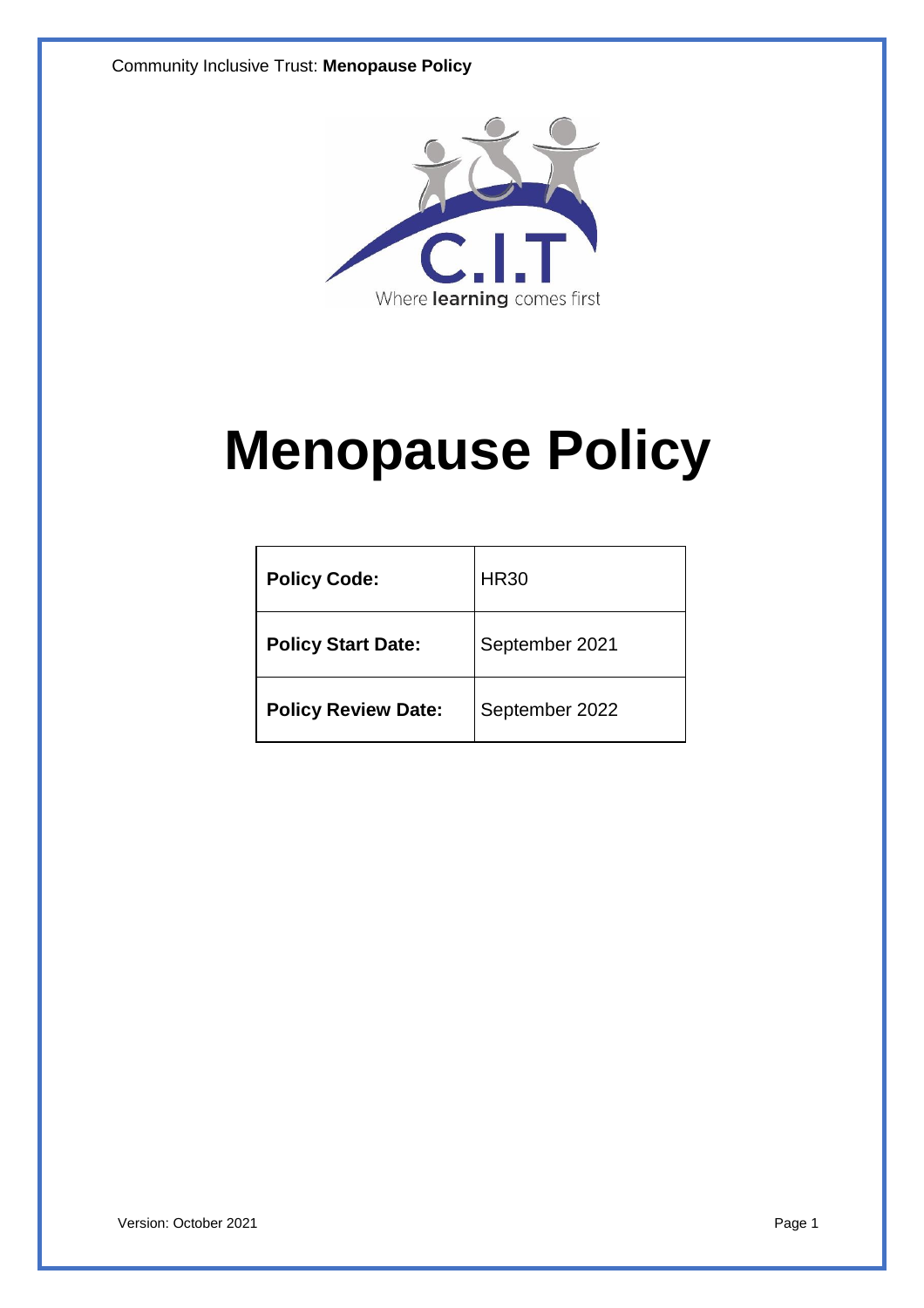Where **learning** comes first

# Menopause Policy

| | |
|---|---|
| **Policy Code:** | HR30 |
| **Policy Start Date:** | September 2021 |
| **Policy Review Date:** | September 2022 |

Version: October 2021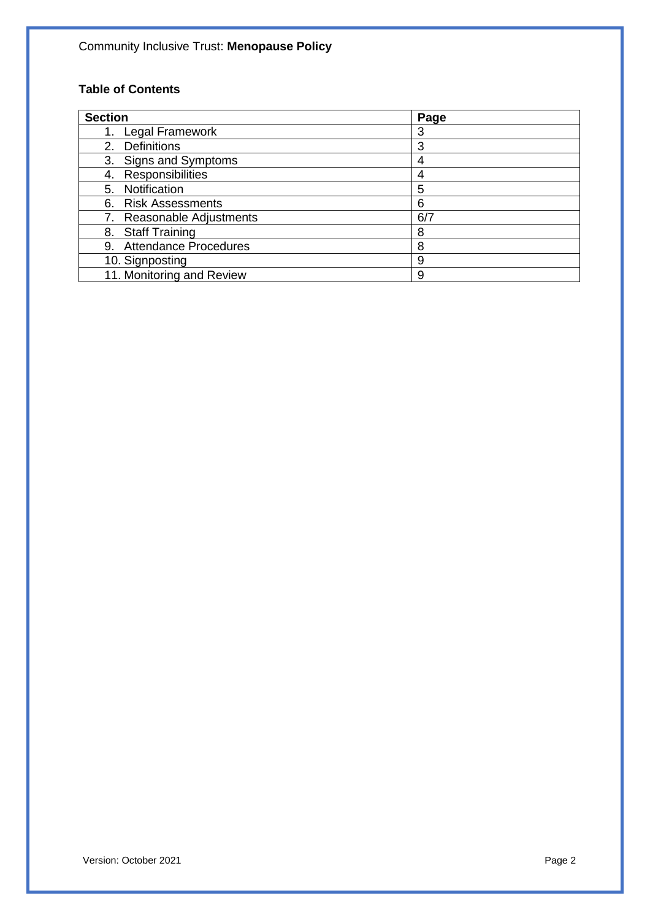**Table of Contents**

| Section | Page |
|---|---|
| 1. Legal Framework | 3 |
| 2. Definitions | 3 |
| 3. Signs and Symptoms | 4 |
| 4. Responsibilities | 4 |
| 5. Notification | 5 |
| 6. Risk Assessments | 6 |
| 7. Reasonable Adjustments | 6/7 |
| 8. Staff Training | 8 |
| 9. Attendance Procedures | 8 |
| 10. Signposting | 9 |
| 11. Monitoring and Review | 9 |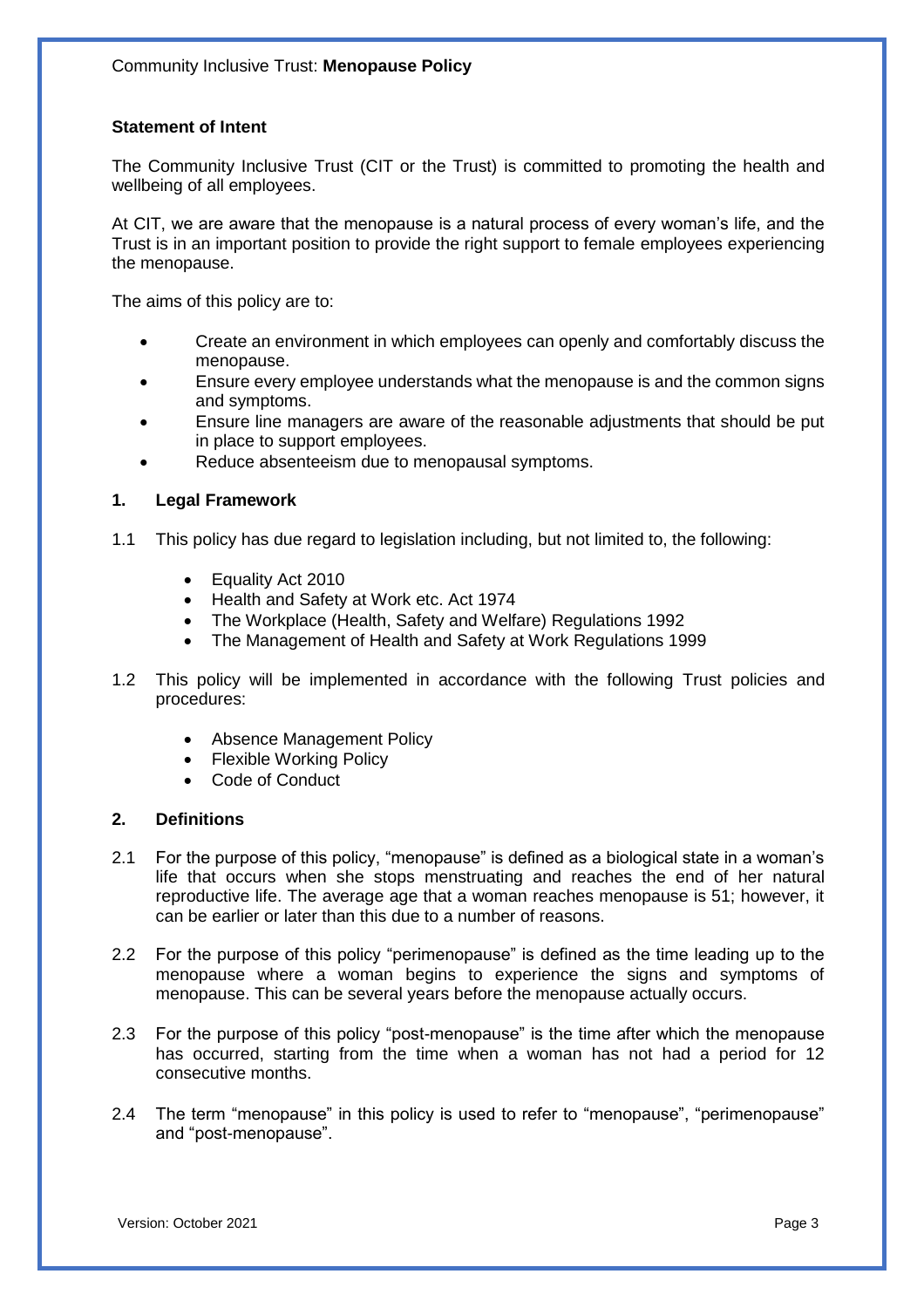## Statement of Intent

The Community Inclusive Trust (CIT or the Trust) is committed to promoting the health and wellbeing of all employees.

At CIT, we are aware that the menopause is a natural process of every woman's life, and the Trust is in an important position to provide the right support to female employees experiencing the menopause.

The aims of this policy are to:

- Create an environment in which employees can openly and comfortably discuss the menopause.
- Ensure every employee understands what the menopause is and the common signs and symptoms.
- Ensure line managers are aware of the reasonable adjustments that should be put in place to support employees.
- Reduce absenteeism due to menopausal symptoms.

## 1. Legal Framework

1.1 This policy has due regard to legislation including, but not limited to, the following:

- Equality Act 2010
- Health and Safety at Work etc. Act 1974
- The Workplace (Health, Safety and Welfare) Regulations 1992
- The Management of Health and Safety at Work Regulations 1999

1.2 This policy will be implemented in accordance with the following Trust policies and procedures:

- Absence Management Policy
- Flexible Working Policy
- Code of Conduct

## 2. Definitions

2.1 For the purpose of this policy, "menopause" is defined as a biological state in a woman's life that occurs when she stops menstruating and reaches the end of her natural reproductive life. The average age that a woman reaches menopause is 51; however, it can be earlier or later than this due to a number of reasons.

2.2 For the purpose of this policy "perimenopause" is defined as the time leading up to the menopause where a woman begins to experience the signs and symptoms of menopause. This can be several years before the menopause actually occurs.

2.3 For the purpose of this policy "post-menopause" is the time after which the menopause has occurred, starting from the time when a woman has not had a period for 12 consecutive months.

2.4 The term "menopause" in this policy is used to refer to "menopause", "perimenopause" and "post-menopause".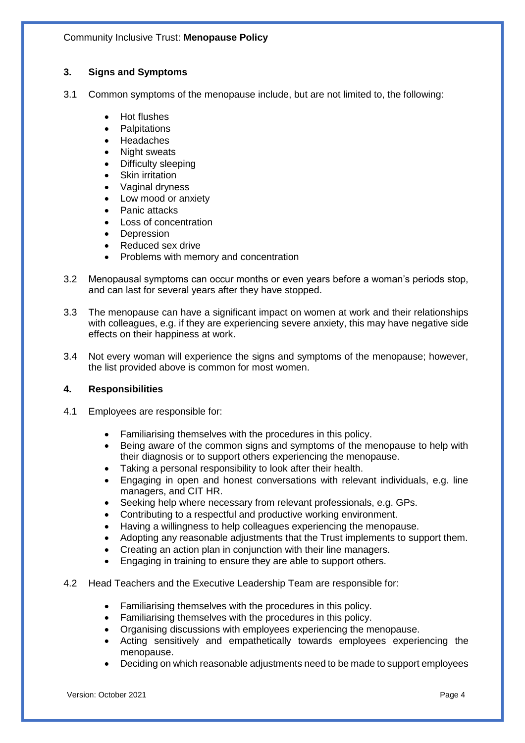## 3. Signs and Symptoms

3.1 Common symptoms of the menopause include, but are not limited to, the following:

- Hot flushes
- Palpitations
- Headaches
- Night sweats
- Difficulty sleeping
- Skin irritation
- Vaginal dryness
- Low mood or anxiety
- Panic attacks
- Loss of concentration
- Depression
- Reduced sex drive
- Problems with memory and concentration

3.2 Menopausal symptoms can occur months or even years before a woman's periods stop, and can last for several years after they have stopped.

3.3 The menopause can have a significant impact on women at work and their relationships with colleagues, e.g. if they are experiencing severe anxiety, this may have negative side effects on their happiness at work.

3.4 Not every woman will experience the signs and symptoms of the menopause; however, the list provided above is common for most women.

## 4. Responsibilities

4.1 Employees are responsible for:

- Familiarising themselves with the procedures in this policy.
- Being aware of the common signs and symptoms of the menopause to help with their diagnosis or to support others experiencing the menopause.
- Taking a personal responsibility to look after their health.
- Engaging in open and honest conversations with relevant individuals, e.g. line managers, and CIT HR.
- Seeking help where necessary from relevant professionals, e.g. GPs.
- Contributing to a respectful and productive working environment.
- Having a willingness to help colleagues experiencing the menopause.
- Adopting any reasonable adjustments that the Trust implements to support them.
- Creating an action plan in conjunction with their line managers.
- Engaging in training to ensure they are able to support others.

4.2 Head Teachers and the Executive Leadership Team are responsible for:

- Familiarising themselves with the procedures in this policy.
- Familiarising themselves with the procedures in this policy.
- Organising discussions with employees experiencing the menopause.
- Acting sensitively and empathetically towards employees experiencing the menopause.
- Deciding on which reasonable adjustments need to be made to support employees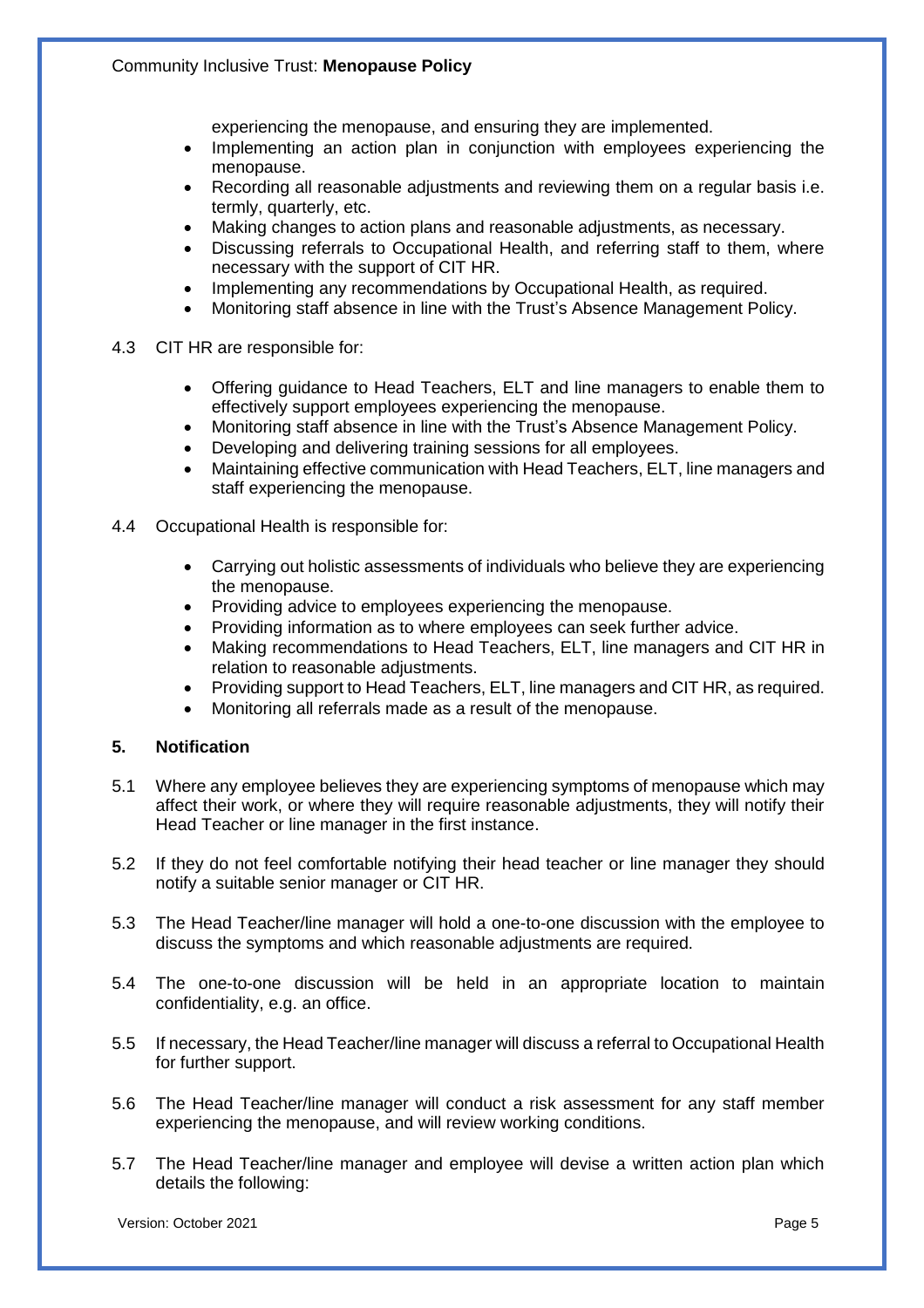experiencing the menopause, and ensuring they are implemented.

- Implementing an action plan in conjunction with employees experiencing the menopause.
- Recording all reasonable adjustments and reviewing them on a regular basis i.e. termly, quarterly, etc.
- Making changes to action plans and reasonable adjustments, as necessary.
- Discussing referrals to Occupational Health, and referring staff to them, where necessary with the support of CIT HR.
- Implementing any recommendations by Occupational Health, as required.
- Monitoring staff absence in line with the Trust's Absence Management Policy.

4.3 CIT HR are responsible for:

- Offering guidance to Head Teachers, ELT and line managers to enable them to effectively support employees experiencing the menopause.
- Monitoring staff absence in line with the Trust's Absence Management Policy.
- Developing and delivering training sessions for all employees.
- Maintaining effective communication with Head Teachers, ELT, line managers and staff experiencing the menopause.

4.4 Occupational Health is responsible for:

- Carrying out holistic assessments of individuals who believe they are experiencing the menopause.
- Providing advice to employees experiencing the menopause.
- Providing information as to where employees can seek further advice.
- Making recommendations to Head Teachers, ELT, line managers and CIT HR in relation to reasonable adjustments.
- Providing support to Head Teachers, ELT, line managers and CIT HR, as required.
- Monitoring all referrals made as a result of the menopause.

## 5. Notification

5.1 Where any employee believes they are experiencing symptoms of menopause which may affect their work, or where they will require reasonable adjustments, they will notify their Head Teacher or line manager in the first instance.

5.2 If they do not feel comfortable notifying their head teacher or line manager they should notify a suitable senior manager or CIT HR.

5.3 The Head Teacher/line manager will hold a one-to-one discussion with the employee to discuss the symptoms and which reasonable adjustments are required.

5.4 The one-to-one discussion will be held in an appropriate location to maintain confidentiality, e.g. an office.

5.5 If necessary, the Head Teacher/line manager will discuss a referral to Occupational Health for further support.

5.6 The Head Teacher/line manager will conduct a risk assessment for any staff member experiencing the menopause, and will review working conditions.

5.7 The Head Teacher/line manager and employee will devise a written action plan which details the following: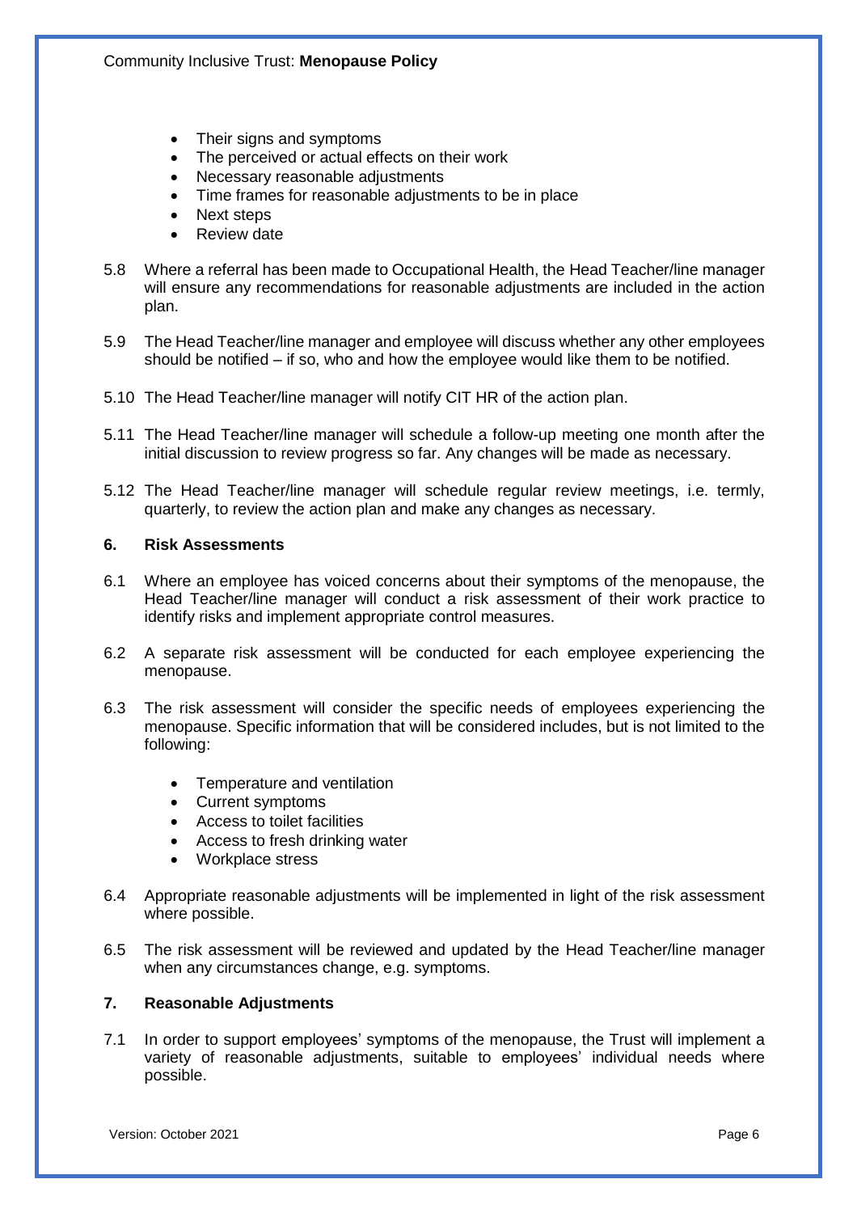- Their signs and symptoms
- The perceived or actual effects on their work
- Necessary reasonable adjustments
- Time frames for reasonable adjustments to be in place
- Next steps
- Review date

5.8 Where a referral has been made to Occupational Health, the Head Teacher/line manager will ensure any recommendations for reasonable adjustments are included in the action plan.

5.9 The Head Teacher/line manager and employee will discuss whether any other employees should be notified – if so, who and how the employee would like them to be notified.

5.10 The Head Teacher/line manager will notify CIT HR of the action plan.

5.11 The Head Teacher/line manager will schedule a follow-up meeting one month after the initial discussion to review progress so far. Any changes will be made as necessary.

5.12 The Head Teacher/line manager will schedule regular review meetings, i.e. termly, quarterly, to review the action plan and make any changes as necessary.

## 6. Risk Assessments

6.1 Where an employee has voiced concerns about their symptoms of the menopause, the Head Teacher/line manager will conduct a risk assessment of their work practice to identify risks and implement appropriate control measures.

6.2 A separate risk assessment will be conducted for each employee experiencing the menopause.

6.3 The risk assessment will consider the specific needs of employees experiencing the menopause. Specific information that will be considered includes, but is not limited to the following:

- Temperature and ventilation
- Current symptoms
- Access to toilet facilities
- Access to fresh drinking water
- Workplace stress

6.4 Appropriate reasonable adjustments will be implemented in light of the risk assessment where possible.

6.5 The risk assessment will be reviewed and updated by the Head Teacher/line manager when any circumstances change, e.g. symptoms.

## 7. Reasonable Adjustments

7.1 In order to support employees' symptoms of the menopause, the Trust will implement a variety of reasonable adjustments, suitable to employees' individual needs where possible.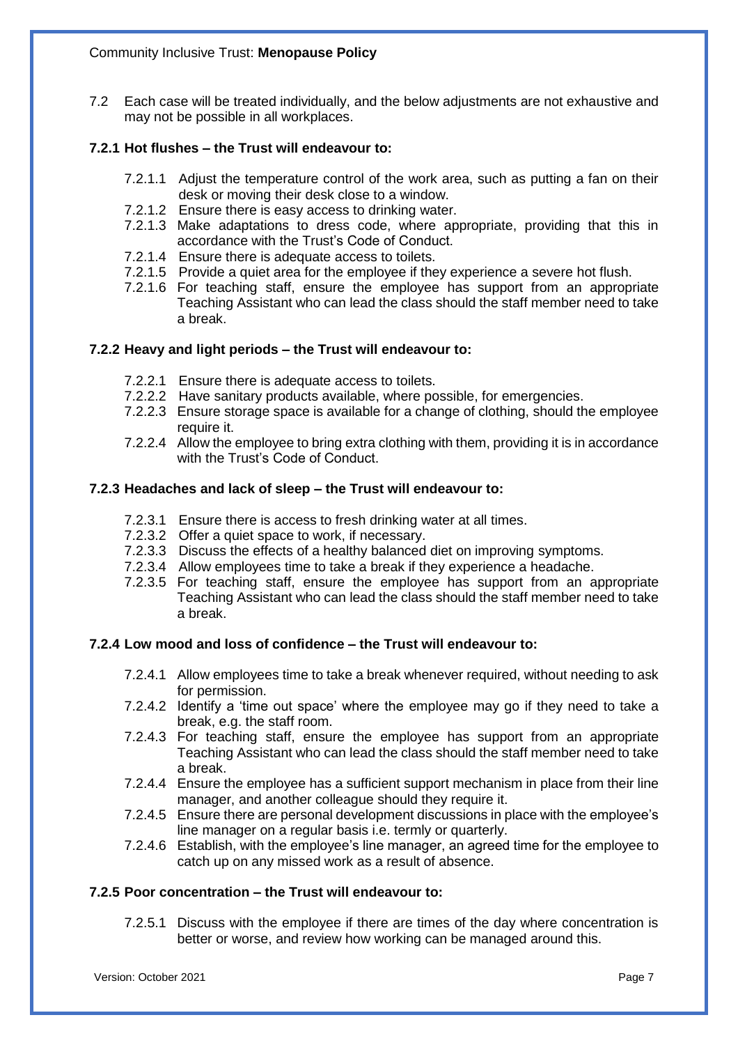7.2 Each case will be treated individually, and the below adjustments are not exhaustive and may not be possible in all workplaces.

**7.2.1 Hot flushes – the Trust will endeavour to:**

7.2.1.1 Adjust the temperature control of the work area, such as putting a fan on their desk or moving their desk close to a window.

7.2.1.2 Ensure there is easy access to drinking water.

7.2.1.3 Make adaptations to dress code, where appropriate, providing that this in accordance with the Trust's Code of Conduct.

7.2.1.4 Ensure there is adequate access to toilets.

7.2.1.5 Provide a quiet area for the employee if they experience a severe hot flush.

7.2.1.6 For teaching staff, ensure the employee has support from an appropriate Teaching Assistant who can lead the class should the staff member need to take a break.

**7.2.2 Heavy and light periods – the Trust will endeavour to:**

7.2.2.1 Ensure there is adequate access to toilets.

7.2.2.2 Have sanitary products available, where possible, for emergencies.

7.2.2.3 Ensure storage space is available for a change of clothing, should the employee require it.

7.2.2.4 Allow the employee to bring extra clothing with them, providing it is in accordance with the Trust's Code of Conduct.

**7.2.3 Headaches and lack of sleep – the Trust will endeavour to:**

7.2.3.1 Ensure there is access to fresh drinking water at all times.

7.2.3.2 Offer a quiet space to work, if necessary.

7.2.3.3 Discuss the effects of a healthy balanced diet on improving symptoms.

7.2.3.4 Allow employees time to take a break if they experience a headache.

7.2.3.5 For teaching staff, ensure the employee has support from an appropriate Teaching Assistant who can lead the class should the staff member need to take a break.

**7.2.4 Low mood and loss of confidence – the Trust will endeavour to:**

7.2.4.1 Allow employees time to take a break whenever required, without needing to ask for permission.

7.2.4.2 Identify a 'time out space' where the employee may go if they need to take a break, e.g. the staff room.

7.2.4.3 For teaching staff, ensure the employee has support from an appropriate Teaching Assistant who can lead the class should the staff member need to take a break.

7.2.4.4 Ensure the employee has a sufficient support mechanism in place from their line manager, and another colleague should they require it.

7.2.4.5 Ensure there are personal development discussions in place with the employee's line manager on a regular basis i.e. termly or quarterly.

7.2.4.6 Establish, with the employee's line manager, an agreed time for the employee to catch up on any missed work as a result of absence.

**7.2.5 Poor concentration – the Trust will endeavour to:**

7.2.5.1 Discuss with the employee if there are times of the day where concentration is better or worse, and review how working can be managed around this.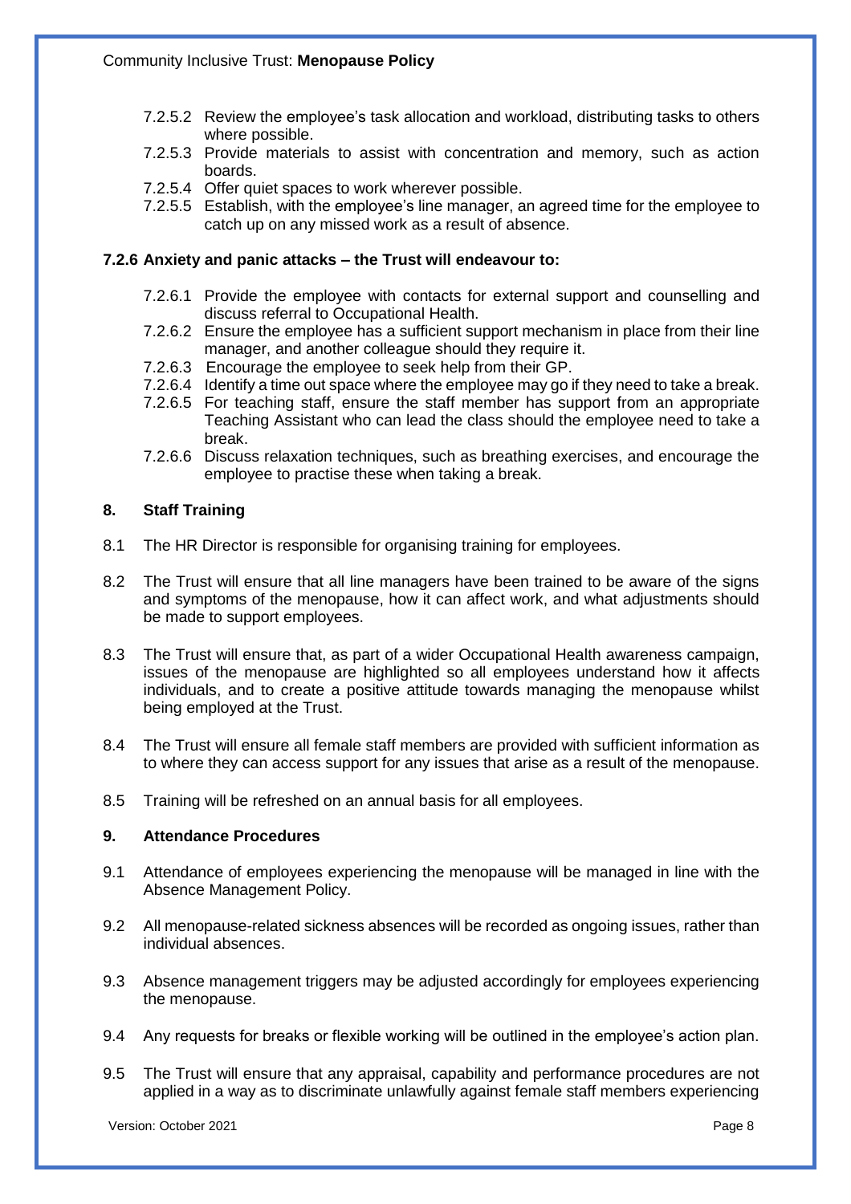7.2.5.2 Review the employee's task allocation and workload, distributing tasks to others where possible.

7.2.5.3 Provide materials to assist with concentration and memory, such as action boards.

7.2.5.4 Offer quiet spaces to work wherever possible.

7.2.5.5 Establish, with the employee's line manager, an agreed time for the employee to catch up on any missed work as a result of absence.

**7.2.6 Anxiety and panic attacks – the Trust will endeavour to:**

7.2.6.1 Provide the employee with contacts for external support and counselling and discuss referral to Occupational Health.

7.2.6.2 Ensure the employee has a sufficient support mechanism in place from their line manager, and another colleague should they require it.

7.2.6.3 Encourage the employee to seek help from their GP.

7.2.6.4 Identify a time out space where the employee may go if they need to take a break.

7.2.6.5 For teaching staff, ensure the staff member has support from an appropriate Teaching Assistant who can lead the class should the employee need to take a break.

7.2.6.6 Discuss relaxation techniques, such as breathing exercises, and encourage the employee to practise these when taking a break.

## 8. Staff Training

8.1 The HR Director is responsible for organising training for employees.

8.2 The Trust will ensure that all line managers have been trained to be aware of the signs and symptoms of the menopause, how it can affect work, and what adjustments should be made to support employees.

8.3 The Trust will ensure that, as part of a wider Occupational Health awareness campaign, issues of the menopause are highlighted so all employees understand how it affects individuals, and to create a positive attitude towards managing the menopause whilst being employed at the Trust.

8.4 The Trust will ensure all female staff members are provided with sufficient information as to where they can access support for any issues that arise as a result of the menopause.

8.5 Training will be refreshed on an annual basis for all employees.

## 9. Attendance Procedures

9.1 Attendance of employees experiencing the menopause will be managed in line with the Absence Management Policy.

9.2 All menopause-related sickness absences will be recorded as ongoing issues, rather than individual absences.

9.3 Absence management triggers may be adjusted accordingly for employees experiencing the menopause.

9.4 Any requests for breaks or flexible working will be outlined in the employee's action plan.

9.5 The Trust will ensure that any appraisal, capability and performance procedures are not applied in a way as to discriminate unlawfully against female staff members experiencing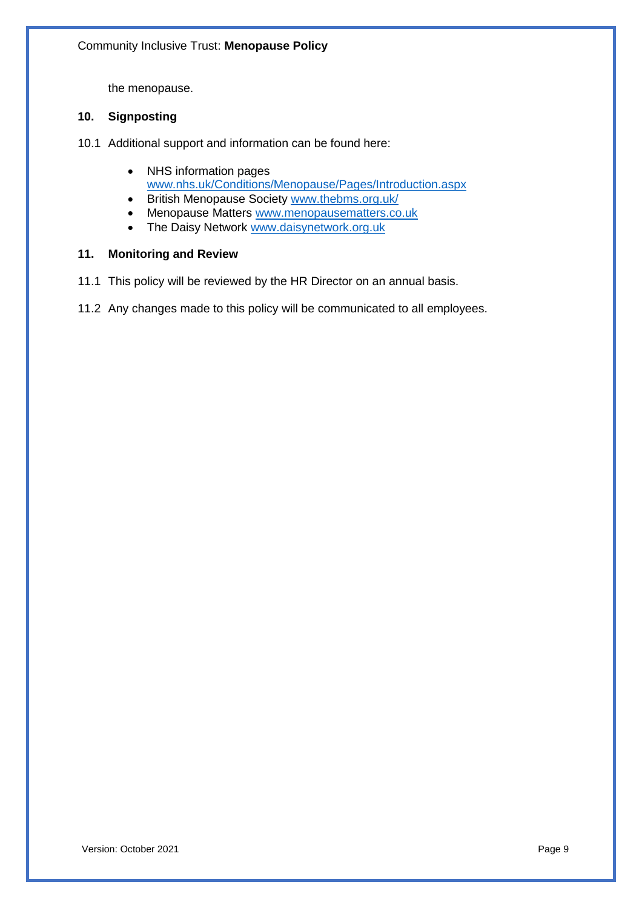the menopause.

## 10. Signposting

10.1 Additional support and information can be found here:

- NHS information pages www.nhs.uk/Conditions/Menopause/Pages/Introduction.aspx
- British Menopause Society www.thebms.org.uk/
- Menopause Matters www.menopausematters.co.uk
- The Daisy Network www.daisynetwork.org.uk

## 11. Monitoring and Review

11.1 This policy will be reviewed by the HR Director on an annual basis.

11.2 Any changes made to this policy will be communicated to all employees.